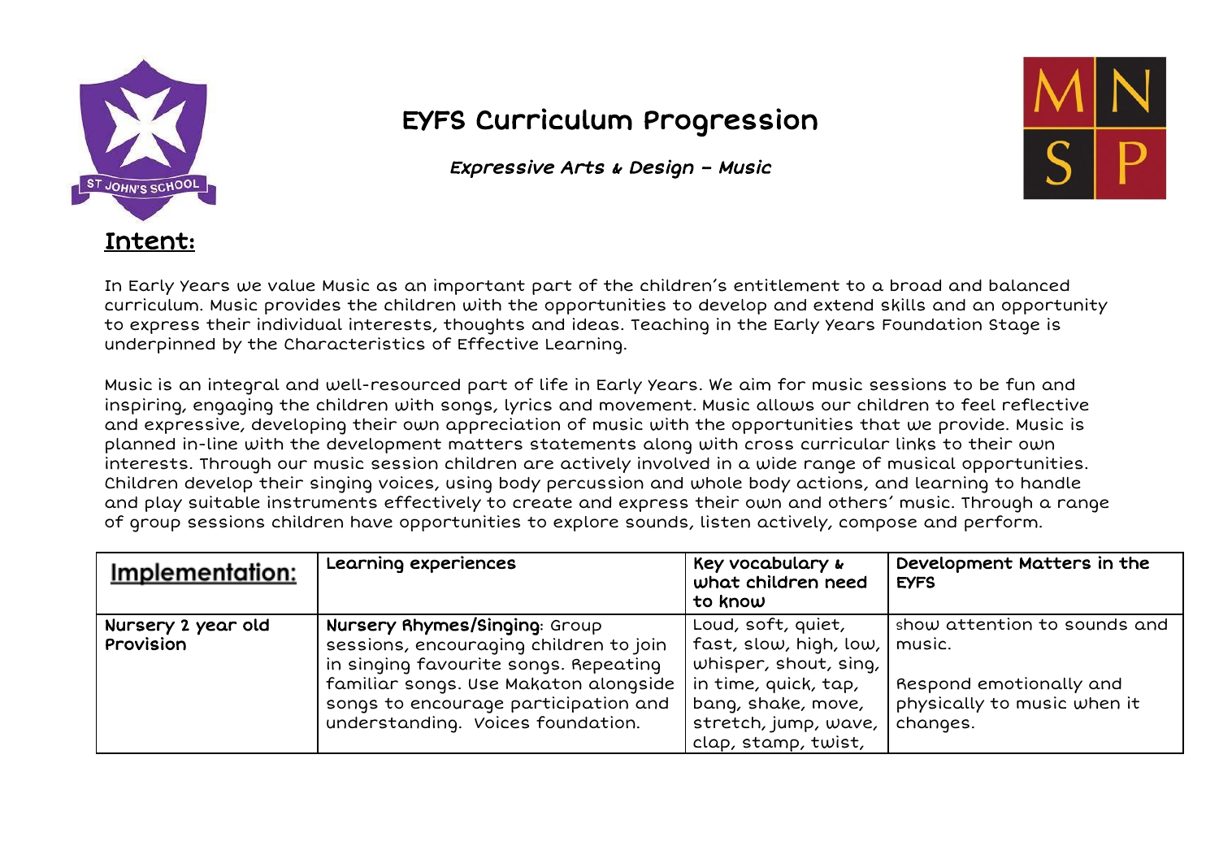# EYFS Curriculum Progression

*Expressive Arts & Design – Music*

## Intent:

In Early Years we value Music as an important part of the children's entitlement to a broad and balanced curriculum. Music provides the children with the opportunities to develop and extend skills and an opportunity to express their individual interests, thoughts and ideas. Teaching in the Early Years Foundation Stage is underpinned by the Characteristics of Effective Learning.

Music is an integral and well-resourced part of life in Early Years. We aim for music sessions to be fun and inspiring, engaging the children with songs, lyrics and movement. Music allows our children to feel reflective and expressive, developing their own appreciation of music with the opportunities that we provide. Music is planned in-line with the development matters statements along with cross curricular links to their own interests. Through our music session children are actively involved in a wide range of musical opportunities. Children develop their singing voices, using body percussion and whole body actions, and learning to handle and play suitable instruments effectively to create and express their own and others' music. Through a range of group sessions children have opportunities to explore sounds, listen actively, compose and perform.

| Implementation: | Learning experiences | Key vocabulary & what children need to know | Development Matters in the EYFS |
|---|---|---|---|
| **Nursery 2 year old Provision** | **Nursery Rhymes/Singing**: Group sessions, encouraging children to join in singing favourite songs. Repeating familiar songs. Use Makaton alongside songs to encourage participation and understanding. Voices foundation. | Loud, soft, quiet, fast, slow, high, low, whisper, shout, sing, in time, quick, tap, bang, shake, move, stretch, jump, wave, clap, stamp, twist, | Show attention to sounds and music.<br><br>Respond emotionally and physically to music when it changes. |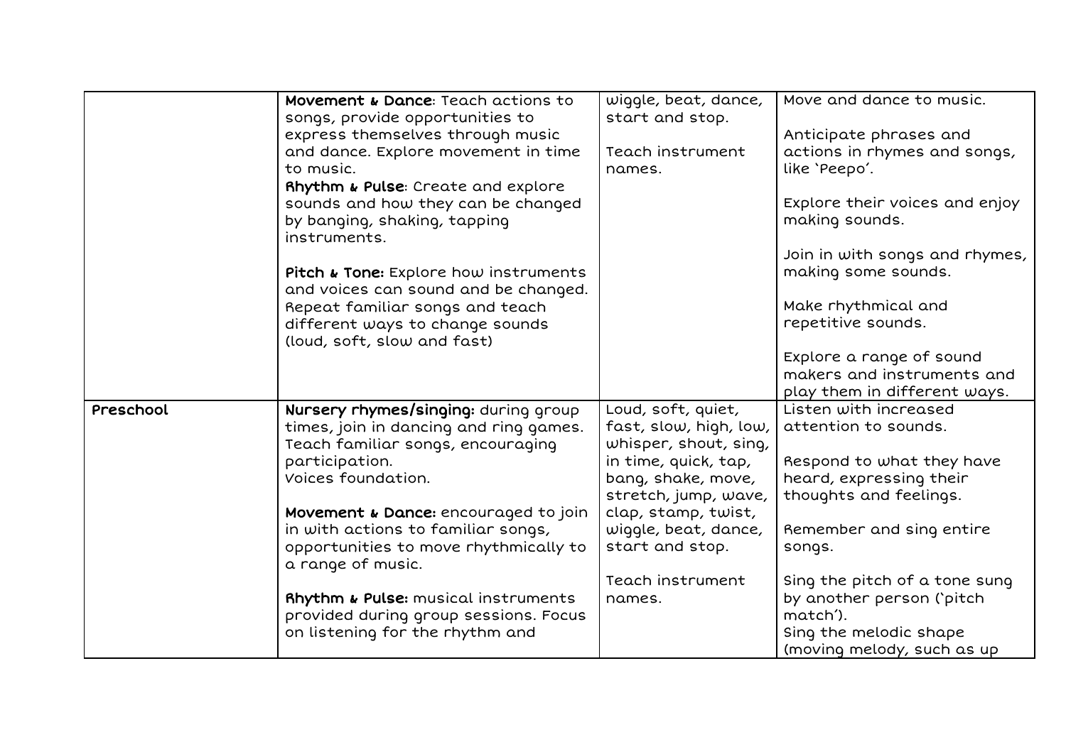| | | | |
|---|---|---|---|
| | **Movement & Dance**: Teach actions to songs, provide opportunities to express themselves through music and dance. Explore movement in time to music.<br>**Rhythm & Pulse**: Create and explore sounds and how they can be changed by banging, shaking, tapping instruments.<br><br>**Pitch & Tone:** Explore how instruments and voices can sound and be changed. Repeat familiar songs and teach different ways to change sounds (loud, soft, slow and fast) | wiggle, beat, dance, start and stop.<br><br>Teach instrument names. | Move and dance to music.<br><br>Anticipate phrases and actions in rhymes and songs, like 'Peepo'.<br><br>Explore their voices and enjoy making sounds.<br><br>Join in with songs and rhymes, making some sounds.<br><br>Make rhythmical and repetitive sounds.<br><br>Explore a range of sound makers and instruments and play them in different ways. |
| Preschool | **Nursery rhymes/singing:** during group times, join in dancing and ring games. Teach familiar songs, encouraging participation.<br>Voices foundation.<br><br>**Movement & Dance:** encouraged to join in with actions to familiar songs, opportunities to move rhythmically to a range of music.<br><br>**Rhythm & Pulse:** musical instruments provided during group sessions. Focus on listening for the rhythm and | Loud, soft, quiet, fast, slow, high, low, whisper, shout, sing, in time, quick, tap, bang, shake, move, stretch, jump, wave, clap, stamp, twist, wiggle, beat, dance, start and stop.<br><br>Teach instrument names. | Listen with increased attention to sounds.<br><br>Respond to what they have heard, expressing their thoughts and feelings.<br><br>Remember and sing entire songs.<br><br>Sing the pitch of a tone sung by another person ('pitch match').<br>Sing the melodic shape (moving melody, such as up |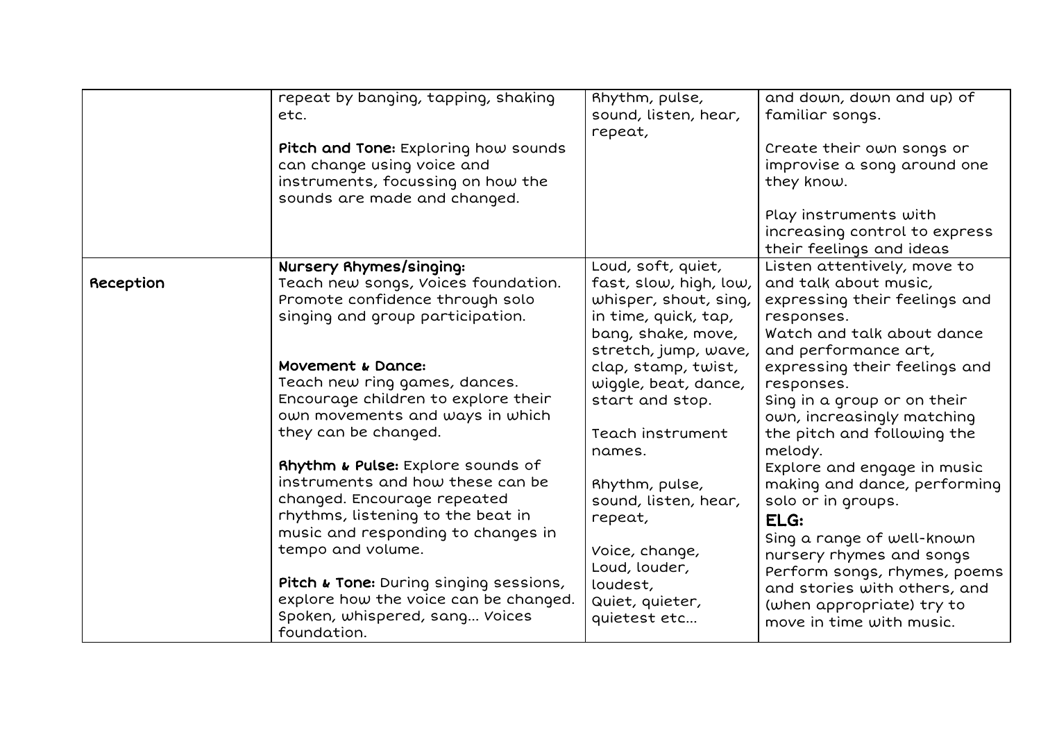| | | | |
|---|---|---|---|
| | repeat by banging, tapping, shaking etc.<br><br>**Pitch and Tone:** Exploring how sounds can change using voice and instruments, focussing on how the sounds are made and changed. | Rhythm, pulse, sound, listen, hear, repeat, | and down, down and up) of familiar songs.<br><br>Create their own songs or improvise a song around one they know.<br><br>Play instruments with increasing control to express their feelings and ideas |
| Reception | **Nursery Rhymes/singing:**<br>Teach new songs, Voices foundation. Promote confidence through solo singing and group participation.<br><br>**Movement & Dance:**<br>Teach new ring games, dances. Encourage children to explore their own movements and ways in which they can be changed.<br><br>**Rhythm & Pulse:** Explore sounds of instruments and how these can be changed. Encourage repeated rhythms, listening to the beat in music and responding to changes in tempo and volume.<br><br>**Pitch & Tone:** During singing sessions, explore how the voice can be changed. Spoken, whispered, sang… Voices foundation. | Loud, soft, quiet, fast, slow, high, low, whisper, shout, sing, in time, quick, tap, bang, shake, move, stretch, jump, wave, clap, stamp, twist, wiggle, beat, dance, start and stop.<br><br>Teach instrument names.<br><br>Rhythm, pulse, sound, listen, hear, repeat,<br><br>Voice, change,<br>Loud, louder, loudest,<br>Quiet, quieter, quietest etc… | Listen attentively, move to and talk about music, expressing their feelings and responses.<br>Watch and talk about dance and performance art, expressing their feelings and responses.<br>Sing in a group or on their own, increasingly matching the pitch and following the melody.<br>Explore and engage in music making and dance, performing solo or in groups.<br>**ELG:**<br>Sing a range of well-known nursery rhymes and songs<br>Perform songs, rhymes, poems and stories with others, and (when appropriate) try to move in time with music. |